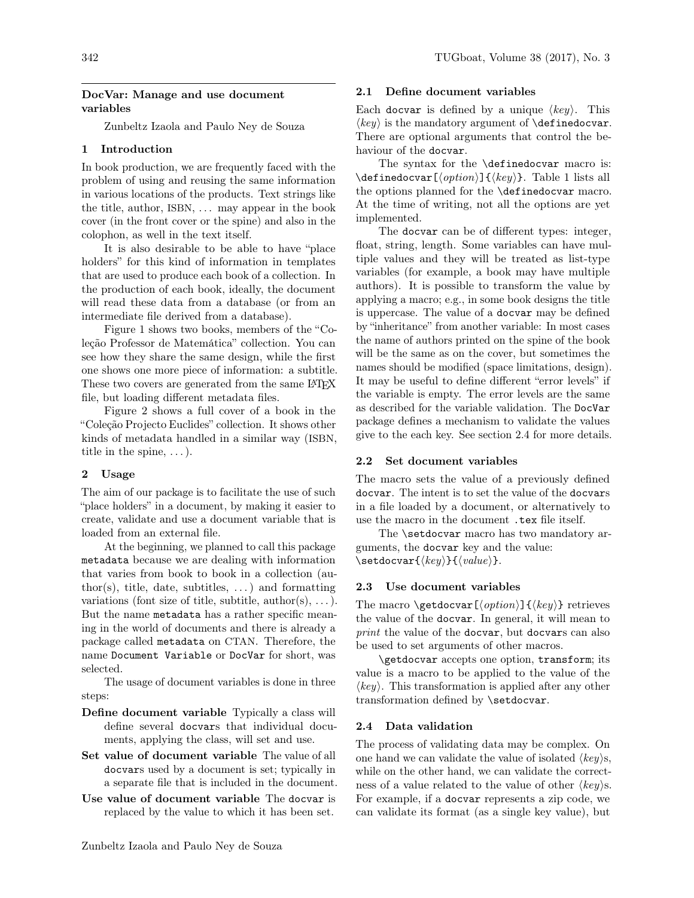# DocVar: Manage and use document variables

Zunbeltz Izaola and Paulo Ney de Souza

## 1 Introduction

In book production, we are frequently faced with the problem of using and reusing the same information in various locations of the products. Text strings like the title, author, ISBN, ... may appear in the book cover (in the front cover or the spine) and also in the colophon, as well in the text itself.

It is also desirable to be able to have "place holders" for this kind of information in templates that are used to produce each book of a collection. In the production of each book, ideally, the document will read these data from a database (or from an intermediate file derived from a database).

Figure 1 shows two books, members of the "Coleção Professor de Matemática" collection. You can see how they share the same design, while the first one shows one more piece of information: a subtitle. These two covers are generated from the same LaTeX file, but loading different metadata files.

Figure 2 shows a full cover of a book in the "Coleção Projecto Euclides" collection. It shows other kinds of metadata handled in a similar way (ISBN, title in the spine, ...).

## 2 Usage

The aim of our package is to facilitate the use of such "place holders" in a document, by making it easier to create, validate and use a document variable that is loaded from an external file.

At the beginning, we planned to call this package `metadata` because we are dealing with information that varies from book to book in a collection (author(s), title, date, subtitles, ...) and formatting variations (font size of title, subtitle, author(s), ...). But the name `metadata` has a rather specific meaning in the world of documents and there is already a package called `metadata` on CTAN. Therefore, the name `Document Variable` or `DocVar` for short, was selected.

The usage of document variables is done in three steps:

**Define document variable** Typically a class will define several `docvar`s that individual documents, applying the class, will set and use.

**Set value of document variable** The value of all `docvar`s used by a document is set; typically in a separate file that is included in the document.

**Use value of document variable** The `docvar` is replaced by the value to which it has been set.

### 2.1 Define document variables

Each `docvar` is defined by a unique ⟨*key*⟩. This ⟨*key*⟩ is the mandatory argument of `\definedocvar`. There are optional arguments that control the behaviour of the `docvar`.

The syntax for the `\definedocvar` macro is: `\definedocvar[`⟨*option*⟩`]{`⟨*key*⟩`}`. Table 1 lists all the options planned for the `\definedocvar` macro. At the time of writing, not all the options are yet implemented.

The `docvar` can be of different types: integer, float, string, length. Some variables can have multiple values and they will be treated as list-type variables (for example, a book may have multiple authors). It is possible to transform the value by applying a macro; e.g., in some book designs the title is uppercase. The value of a `docvar` may be defined by "inheritance" from another variable: In most cases the name of authors printed on the spine of the book will be the same as on the cover, but sometimes the names should be modified (space limitations, design). It may be useful to define different "error levels" if the variable is empty. The error levels are the same as described for the variable validation. The `DocVar` package defines a mechanism to validate the values give to the each key. See section 2.4 for more details.

### 2.2 Set document variables

The macro sets the value of a previously defined `docvar`. The intent is to set the value of the `docvar`s in a file loaded by a document, or alternatively to use the macro in the document `.tex` file itself.

The `\setdocvar` macro has two mandatory arguments, the `docvar` key and the value: `\setdocvar{`⟨*key*⟩`}{`⟨*value*⟩`}`.

### 2.3 Use document variables

The macro `\getdocvar[`⟨*option*⟩`]{`⟨*key*⟩`}` retrieves the value of the `docvar`. In general, it will mean to *print* the value of the `docvar`, but `docvar`s can also be used to set arguments of other macros.

`\getdocvar` accepts one option, `transform`; its value is a macro to be applied to the value of the ⟨*key*⟩. This transformation is applied after any other transformation defined by `\setdocvar`.

### 2.4 Data validation

The process of validating data may be complex. On one hand we can validate the value of isolated ⟨*key*⟩s, while on the other hand, we can validate the correctness of a value related to the value of other ⟨*key*⟩s. For example, if a `docvar` represents a zip code, we can validate its format (as a single key value), but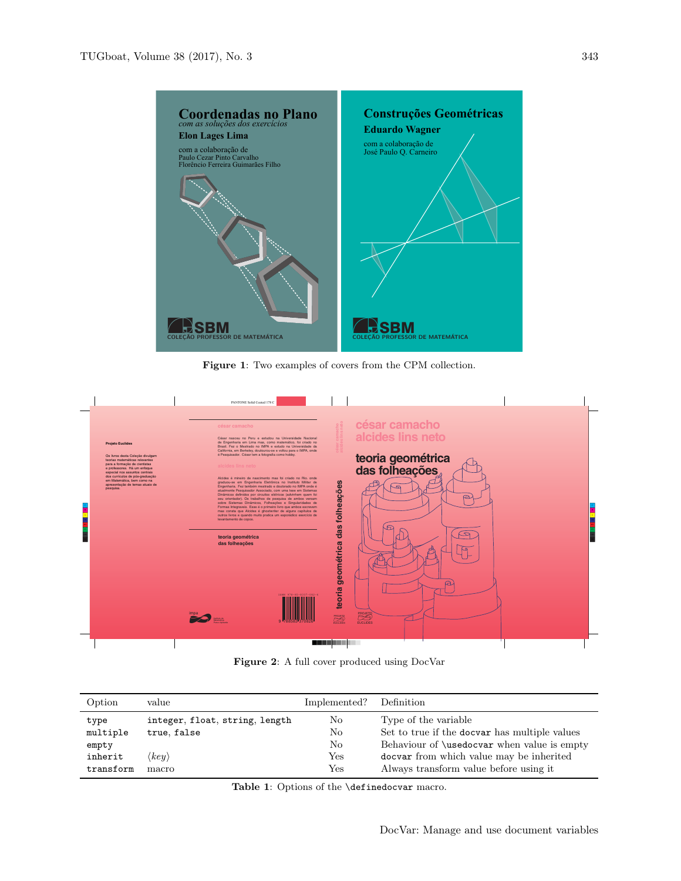**Figure 1**: Two examples of covers from the CPM collection.

**Figure 2**: A full cover produced using DocVar

| Option | value | Implemented? | Definition |
|---|---|---|---|
| `type` | `integer`, `float`, `string`, `length` | No | Type of the variable |
| `multiple` | `true`, `false` | No | Set to true if the `docvar` has multiple values |
| `empty` | | No | Behaviour of `\usedocvar` when value is empty |
| `inherit` | ⟨*key*⟩ | Yes | `docvar` from which value may be inherited |
| `transform` | macro | Yes | Always transform value before using it |

**Table 1**: Options of the `\definedocvar` macro.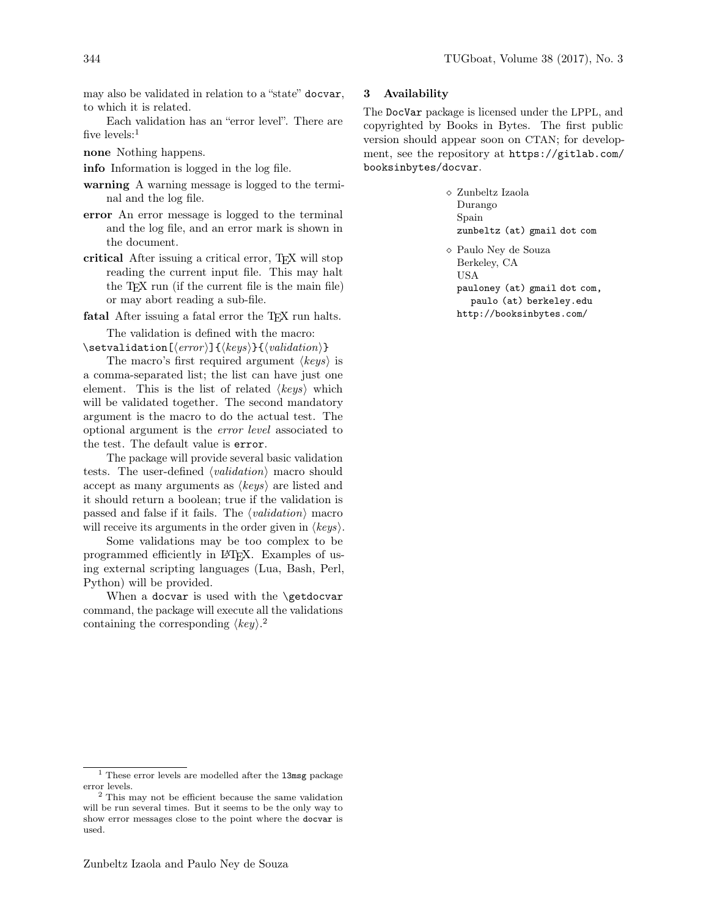may also be validated in relation to a "state" `docvar`, to which it is related.

Each validation has an "error level". There are five levels:[1]

**none** Nothing happens.

**info** Information is logged in the log file.

**warning** A warning message is logged to the terminal and the log file.

**error** An error message is logged to the terminal and the log file, and an error mark is shown in the document.

**critical** After issuing a critical error, TeX will stop reading the current input file. This may halt the TeX run (if the current file is the main file) or may abort reading a sub-file.

**fatal** After issuing a fatal error the TeX run halts.

The validation is defined with the macro:
`\setvalidation[`⟨*error*⟩`]{`⟨*keys*⟩`}{`⟨*validation*⟩`}`

The macro's first required argument ⟨*keys*⟩ is a comma-separated list; the list can have just one element. This is the list of related ⟨*keys*⟩ which will be validated together. The second mandatory argument is the macro to do the actual test. The optional argument is the *error level* associated to the test. The default value is `error`.

The package will provide several basic validation tests. The user-defined ⟨*validation*⟩ macro should accept as many arguments as ⟨*keys*⟩ are listed and it should return a boolean; true if the validation is passed and false if it fails. The ⟨*validation*⟩ macro will receive its arguments in the order given in ⟨*keys*⟩.

Some validations may be too complex to be programmed efficiently in LaTeX. Examples of using external scripting languages (Lua, Bash, Perl, Python) will be provided.

When a `docvar` is used with the `\getdocvar` command, the package will execute all the validations containing the corresponding ⟨*key*⟩.[2]

## 3 Availability

The `DocVar` package is licensed under the LPPL, and copyrighted by Books in Bytes. The first public version should appear soon on CTAN; for development, see the repository at `https://gitlab.com/booksinbytes/docvar`.

⋄ Zunbeltz Izaola
Durango
Spain
`zunbeltz (at) gmail dot com`

⋄ Paulo Ney de Souza
Berkeley, CA
USA
`pauloney (at) gmail dot com,`
`paulo (at) berkeley.edu`
`http://booksinbytes.com/`

[1] These error levels are modelled after the `l3msg` package error levels.

[2] This may not be efficient because the same validation will be run several times. But it seems to be the only way to show error messages close to the point where the `docvar` is used.